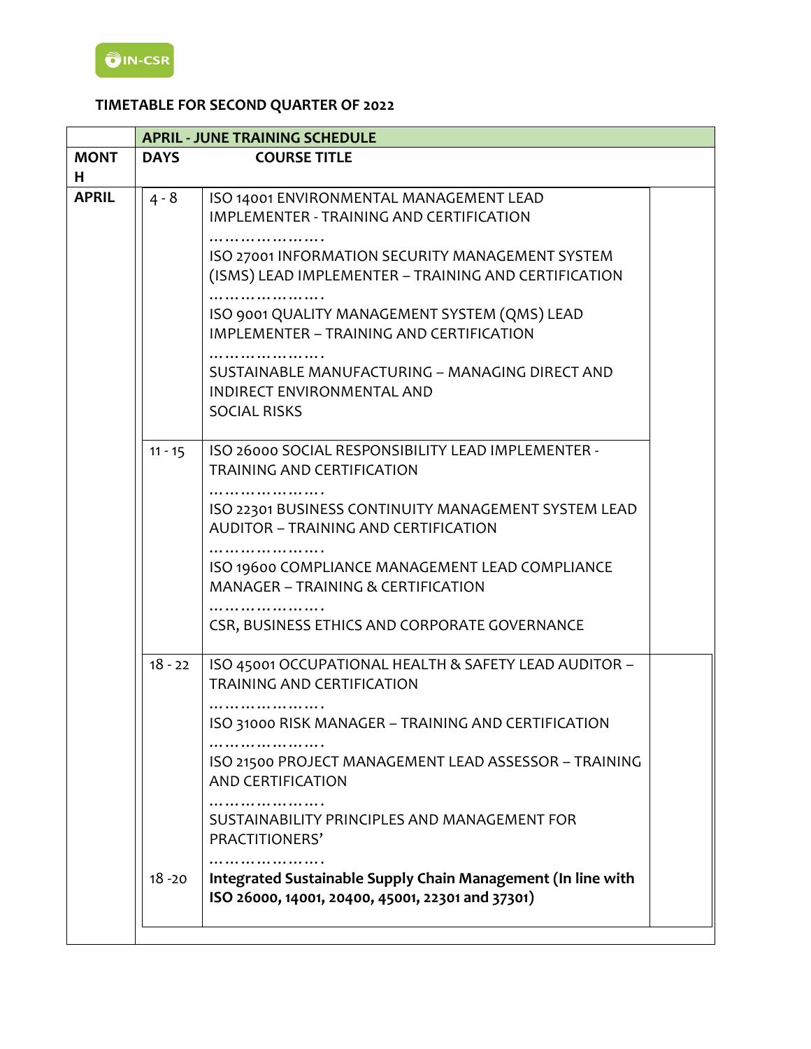# TIMETABLE FOR SECOND QUARTER OF 2022

| MONTH | APRIL - JUNE TRAINING SCHEDULE | |
|---|---|---|
| | **DAYS** | **COURSE TITLE** |
| **APRIL** | 4 - 8 | ISO 14001 ENVIRONMENTAL MANAGEMENT LEAD IMPLEMENTER - TRAINING AND CERTIFICATION<br>…………………<br>ISO 27001 INFORMATION SECURITY MANAGEMENT SYSTEM (ISMS) LEAD IMPLEMENTER – TRAINING AND CERTIFICATION<br>…………………<br>ISO 9001 QUALITY MANAGEMENT SYSTEM (QMS) LEAD IMPLEMENTER – TRAINING AND CERTIFICATION<br>…………………<br>SUSTAINABLE MANUFACTURING – MANAGING DIRECT AND INDIRECT ENVIRONMENTAL AND SOCIAL RISKS |
| | 11 - 15 | ISO 26000 SOCIAL RESPONSIBILITY LEAD IMPLEMENTER - TRAINING AND CERTIFICATION<br>…………………<br>ISO 22301 BUSINESS CONTINUITY MANAGEMENT SYSTEM LEAD AUDITOR – TRAINING AND CERTIFICATION<br>…………………<br>ISO 19600 COMPLIANCE MANAGEMENT LEAD COMPLIANCE MANAGER – TRAINING & CERTIFICATION<br>…………………<br>CSR, BUSINESS ETHICS AND CORPORATE GOVERNANCE |
| | 18 - 22 | ISO 45001 OCCUPATIONAL HEALTH & SAFETY LEAD AUDITOR – TRAINING AND CERTIFICATION<br>…………………<br>ISO 31000 RISK MANAGER – TRAINING AND CERTIFICATION<br>…………………<br>ISO 21500 PROJECT MANAGEMENT LEAD ASSESSOR – TRAINING AND CERTIFICATION<br>…………………<br>SUSTAINABILITY PRINCIPLES AND MANAGEMENT FOR PRACTITIONERS'<br>………………… |
| | 18 -20 | **Integrated Sustainable Supply Chain Management (In line with ISO 26000, 14001, 20400, 45001, 22301 and 37301)** |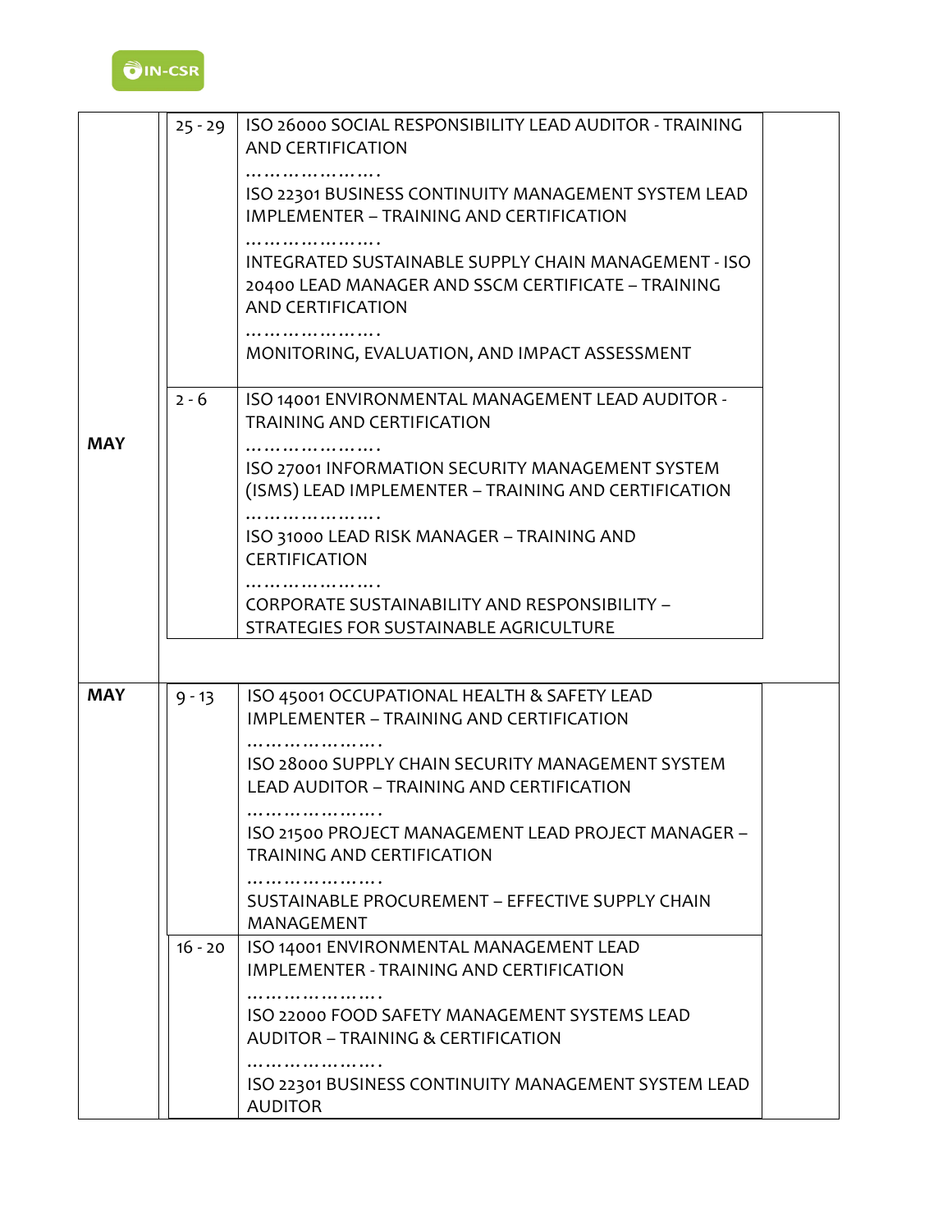| | | | |
|---|---|---|---|
| MAY | 25 - 29 | ISO 26000 SOCIAL RESPONSIBILITY LEAD AUDITOR - TRAINING AND CERTIFICATION<br>…………………<br>ISO 22301 BUSINESS CONTINUITY MANAGEMENT SYSTEM LEAD IMPLEMENTER – TRAINING AND CERTIFICATION<br>…………………<br>INTEGRATED SUSTAINABLE SUPPLY CHAIN MANAGEMENT - ISO 20400 LEAD MANAGER AND SSCM CERTIFICATE – TRAINING AND CERTIFICATION<br>…………………<br>MONITORING, EVALUATION, AND IMPACT ASSESSMENT | |
| | 2 - 6 | ISO 14001 ENVIRONMENTAL MANAGEMENT LEAD AUDITOR - TRAINING AND CERTIFICATION<br>…………………<br>ISO 27001 INFORMATION SECURITY MANAGEMENT SYSTEM (ISMS) LEAD IMPLEMENTER – TRAINING AND CERTIFICATION<br>…………………<br>ISO 31000 LEAD RISK MANAGER – TRAINING AND CERTIFICATION<br>…………………<br>CORPORATE SUSTAINABILITY AND RESPONSIBILITY – STRATEGIES FOR SUSTAINABLE AGRICULTURE | |
| MAY | 9 - 13 | ISO 45001 OCCUPATIONAL HEALTH & SAFETY LEAD IMPLEMENTER – TRAINING AND CERTIFICATION<br>…………………<br>ISO 28000 SUPPLY CHAIN SECURITY MANAGEMENT SYSTEM LEAD AUDITOR – TRAINING AND CERTIFICATION<br>…………………<br>ISO 21500 PROJECT MANAGEMENT LEAD PROJECT MANAGER – TRAINING AND CERTIFICATION<br>…………………<br>SUSTAINABLE PROCUREMENT – EFFECTIVE SUPPLY CHAIN MANAGEMENT | |
| | 16 - 20 | ISO 14001 ENVIRONMENTAL MANAGEMENT LEAD IMPLEMENTER - TRAINING AND CERTIFICATION<br>…………………<br>ISO 22000 FOOD SAFETY MANAGEMENT SYSTEMS LEAD AUDITOR – TRAINING & CERTIFICATION<br>…………………<br>ISO 22301 BUSINESS CONTINUITY MANAGEMENT SYSTEM LEAD AUDITOR | |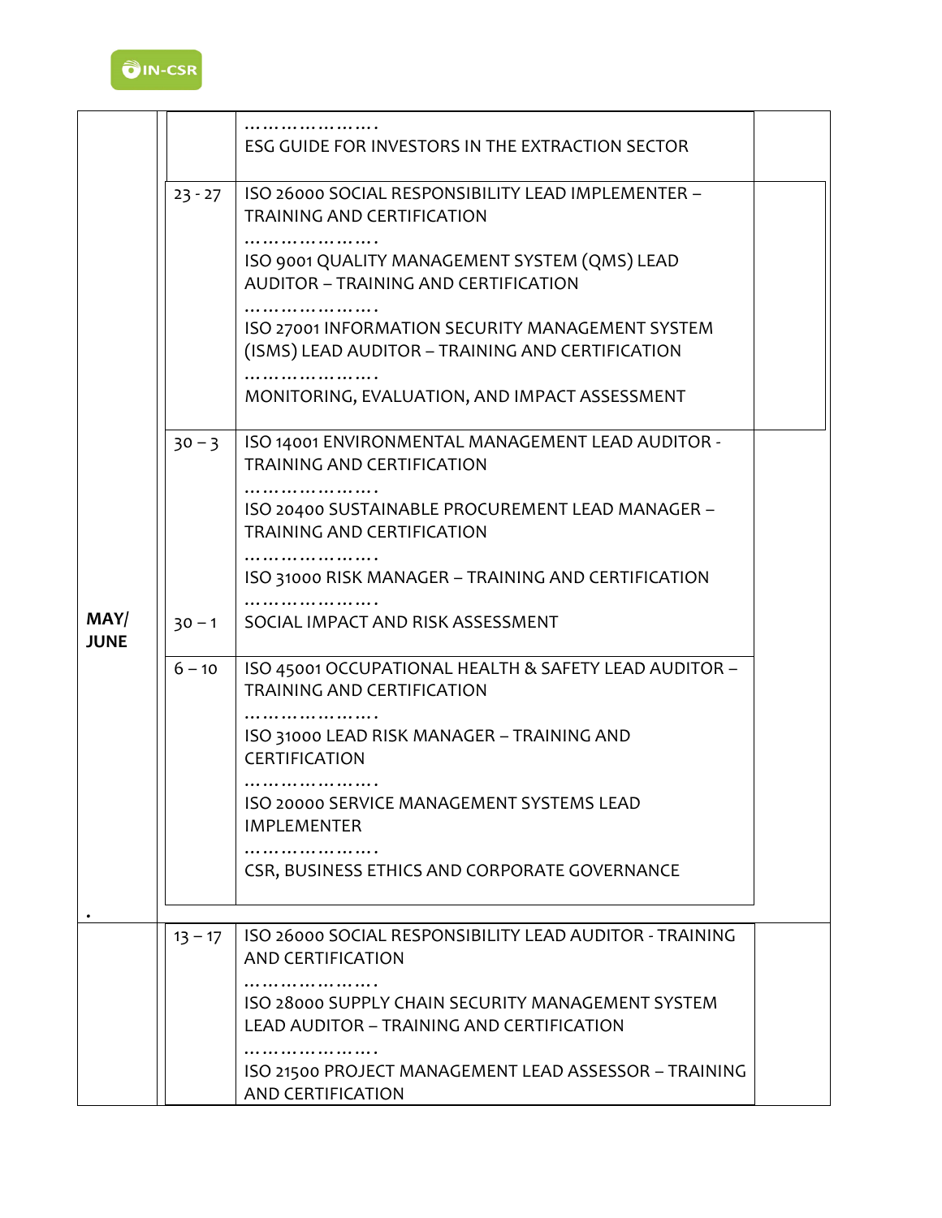| | | | |
|---|---|---|---|
| | | ………………….<br>ESG GUIDE FOR INVESTORS IN THE EXTRACTION SECTOR | |
| | 23 - 27 | ISO 26000 SOCIAL RESPONSIBILITY LEAD IMPLEMENTER – TRAINING AND CERTIFICATION<br>………………….<br>ISO 9001 QUALITY MANAGEMENT SYSTEM (QMS) LEAD AUDITOR – TRAINING AND CERTIFICATION<br>………………….<br>ISO 27001 INFORMATION SECURITY MANAGEMENT SYSTEM (ISMS) LEAD AUDITOR – TRAINING AND CERTIFICATION<br>………………….<br>MONITORING, EVALUATION, AND IMPACT ASSESSMENT | |
| **MAY/ JUNE** | 30 – 3 | ISO 14001 ENVIRONMENTAL MANAGEMENT LEAD AUDITOR - TRAINING AND CERTIFICATION<br>………………….<br>ISO 20400 SUSTAINABLE PROCUREMENT LEAD MANAGER – TRAINING AND CERTIFICATION<br>………………….<br>ISO 31000 RISK MANAGER – TRAINING AND CERTIFICATION<br>…………………. | |
| | 30 – 1 | SOCIAL IMPACT AND RISK ASSESSMENT | |
| | 6 – 10 | ISO 45001 OCCUPATIONAL HEALTH & SAFETY LEAD AUDITOR – TRAINING AND CERTIFICATION<br>………………….<br>ISO 31000 LEAD RISK MANAGER – TRAINING AND CERTIFICATION<br>………………….<br>ISO 20000 SERVICE MANAGEMENT SYSTEMS LEAD IMPLEMENTER<br>………………….<br>CSR, BUSINESS ETHICS AND CORPORATE GOVERNANCE | |
| • | | | |
| | 13 – 17 | ISO 26000 SOCIAL RESPONSIBILITY LEAD AUDITOR - TRAINING AND CERTIFICATION<br>………………….<br>ISO 28000 SUPPLY CHAIN SECURITY MANAGEMENT SYSTEM LEAD AUDITOR – TRAINING AND CERTIFICATION<br>………………….<br>ISO 21500 PROJECT MANAGEMENT LEAD ASSESSOR – TRAINING AND CERTIFICATION | |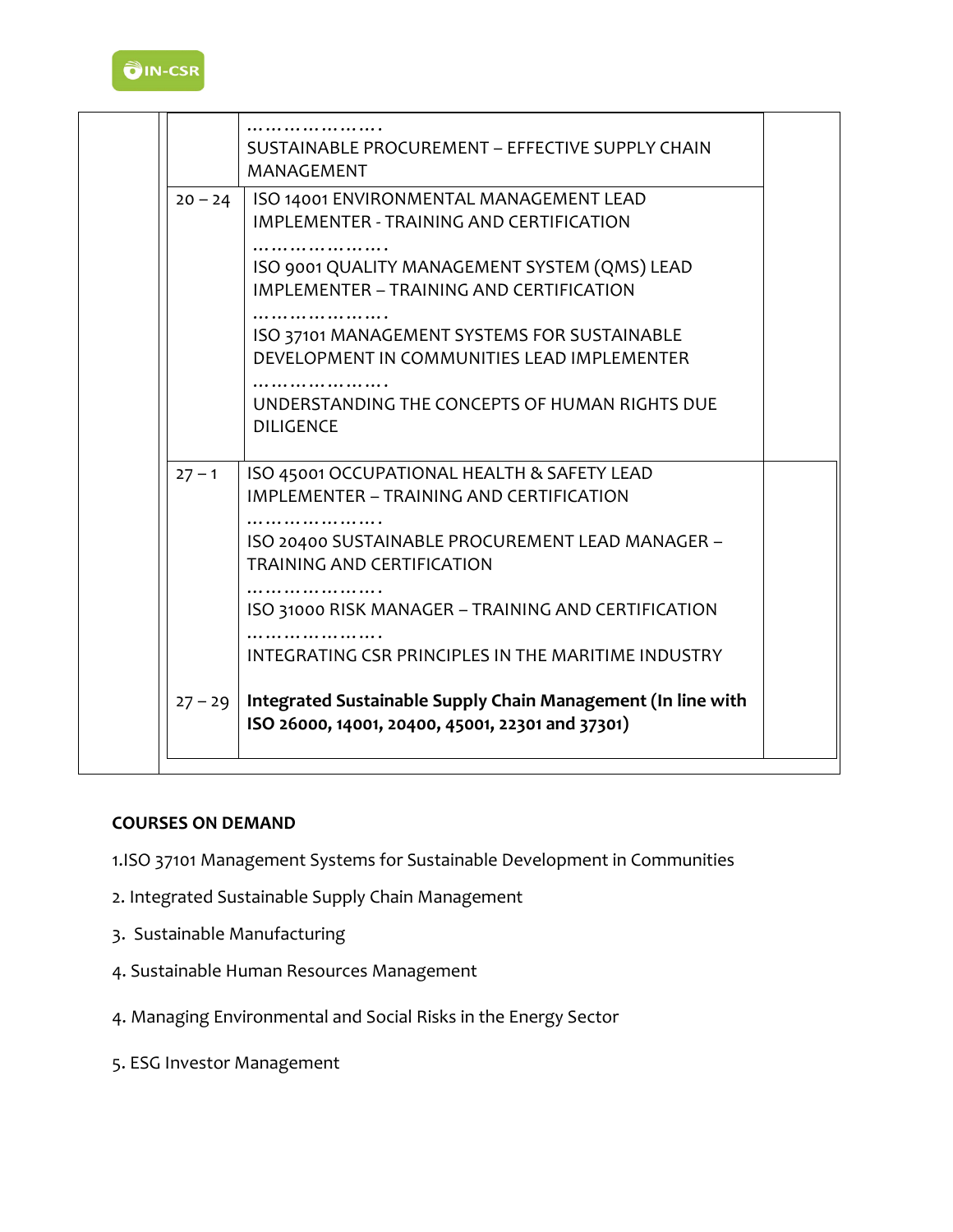| | | | |
|---|---|---|---|
| | | ………………….<br>SUSTAINABLE PROCUREMENT – EFFECTIVE SUPPLY CHAIN MANAGEMENT | |
| | 20 – 24 | ISO 14001 ENVIRONMENTAL MANAGEMENT LEAD IMPLEMENTER - TRAINING AND CERTIFICATION<br>………………….<br>ISO 9001 QUALITY MANAGEMENT SYSTEM (QMS) LEAD IMPLEMENTER – TRAINING AND CERTIFICATION<br>………………….<br>ISO 37101 MANAGEMENT SYSTEMS FOR SUSTAINABLE DEVELOPMENT IN COMMUNITIES LEAD IMPLEMENTER<br>………………….<br>UNDERSTANDING THE CONCEPTS OF HUMAN RIGHTS DUE DILIGENCE | |
| | 27 – 1 | ISO 45001 OCCUPATIONAL HEALTH & SAFETY LEAD IMPLEMENTER – TRAINING AND CERTIFICATION<br>………………….<br>ISO 20400 SUSTAINABLE PROCUREMENT LEAD MANAGER – TRAINING AND CERTIFICATION<br>………………….<br>ISO 31000 RISK MANAGER – TRAINING AND CERTIFICATION<br>………………….<br>INTEGRATING CSR PRINCIPLES IN THE MARITIME INDUSTRY | |
| | 27 – 29 | **Integrated Sustainable Supply Chain Management (In line with ISO 26000, 14001, 20400, 45001, 22301 and 37301)** | |

**COURSES ON DEMAND**

1.ISO 37101 Management Systems for Sustainable Development in Communities

2. Integrated Sustainable Supply Chain Management

3. Sustainable Manufacturing

4. Sustainable Human Resources Management

4. Managing Environmental and Social Risks in the Energy Sector

5. ESG Investor Management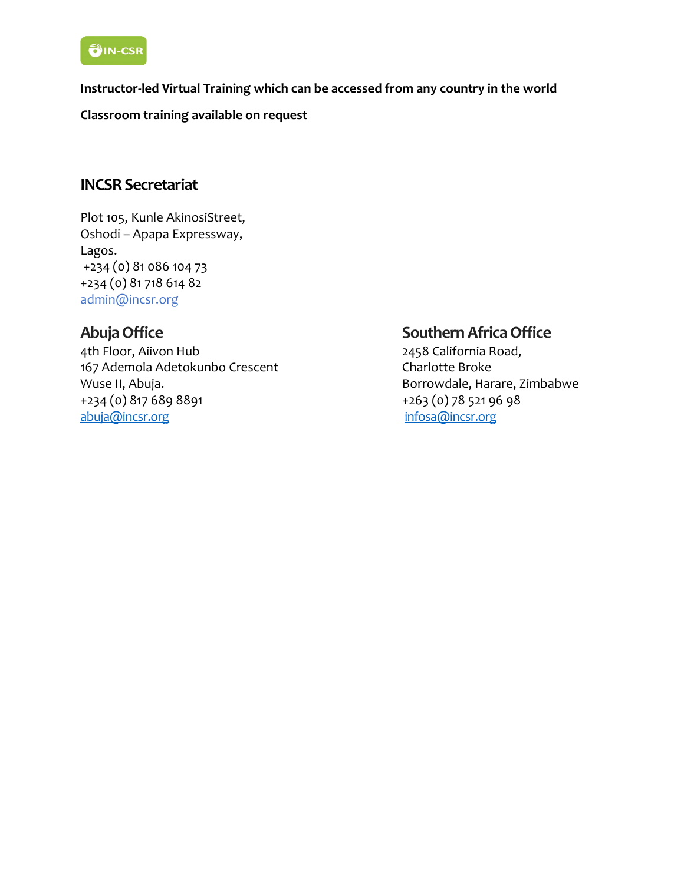**Instructor-led Virtual Training which can be accessed from any country in the world**

**Classroom training available on request**

## INCSR Secretariat

Plot 105, Kunle AkinosiStreet,
Oshodi – Apapa Expressway,
Lagos.
+234 (0) 81 086 104 73
+234 (0) 81 718 614 82
admin@incsr.org

## Abuja Office

4th Floor, Aiivon Hub
167 Ademola Adetokunbo Crescent
Wuse II, Abuja.
+234 (0) 817 689 8891
abuja@incsr.org

## Southern Africa Office

2458 California Road,
Charlotte Broke
Borrowdale, Harare, Zimbabwe
+263 (0) 78 521 96 98
infosa@incsr.org